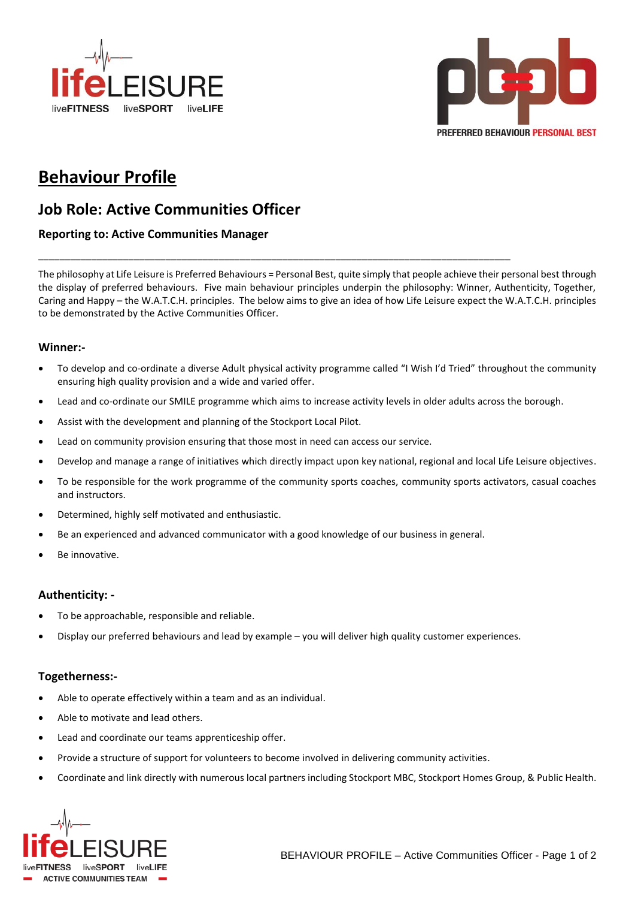# Behaviour Profile

## Job Role: Active Communities Officer

### Reporting to: Active Communities Manager

---

The philosophy at Life Leisure is Preferred Behaviours = Personal Best, quite simply that people achieve their personal best through the display of preferred behaviours. Five main behaviour principles underpin the philosophy: Winner, Authenticity, Together, Caring and Happy – the W.A.T.C.H. principles. The below aims to give an idea of how Life Leisure expect the W.A.T.C.H. principles to be demonstrated by the Active Communities Officer.

### Winner:-

- To develop and co-ordinate a diverse Adult physical activity programme called "I Wish I'd Tried" throughout the community ensuring high quality provision and a wide and varied offer.
- Lead and co-ordinate our SMILE programme which aims to increase activity levels in older adults across the borough.
- Assist with the development and planning of the Stockport Local Pilot.
- Lead on community provision ensuring that those most in need can access our service.
- Develop and manage a range of initiatives which directly impact upon key national, regional and local Life Leisure objectives.
- To be responsible for the work programme of the community sports coaches, community sports activators, casual coaches and instructors.
- Determined, highly self motivated and enthusiastic.
- Be an experienced and advanced communicator with a good knowledge of our business in general.
- Be innovative.

### Authenticity: -

- To be approachable, responsible and reliable.
- Display our preferred behaviours and lead by example – you will deliver high quality customer experiences.

### Togetherness:-

- Able to operate effectively within a team and as an individual.
- Able to motivate and lead others.
- Lead and coordinate our teams apprenticeship offer.
- Provide a structure of support for volunteers to become involved in delivering community activities.
- Coordinate and link directly with numerous local partners including Stockport MBC, Stockport Homes Group, & Public Health.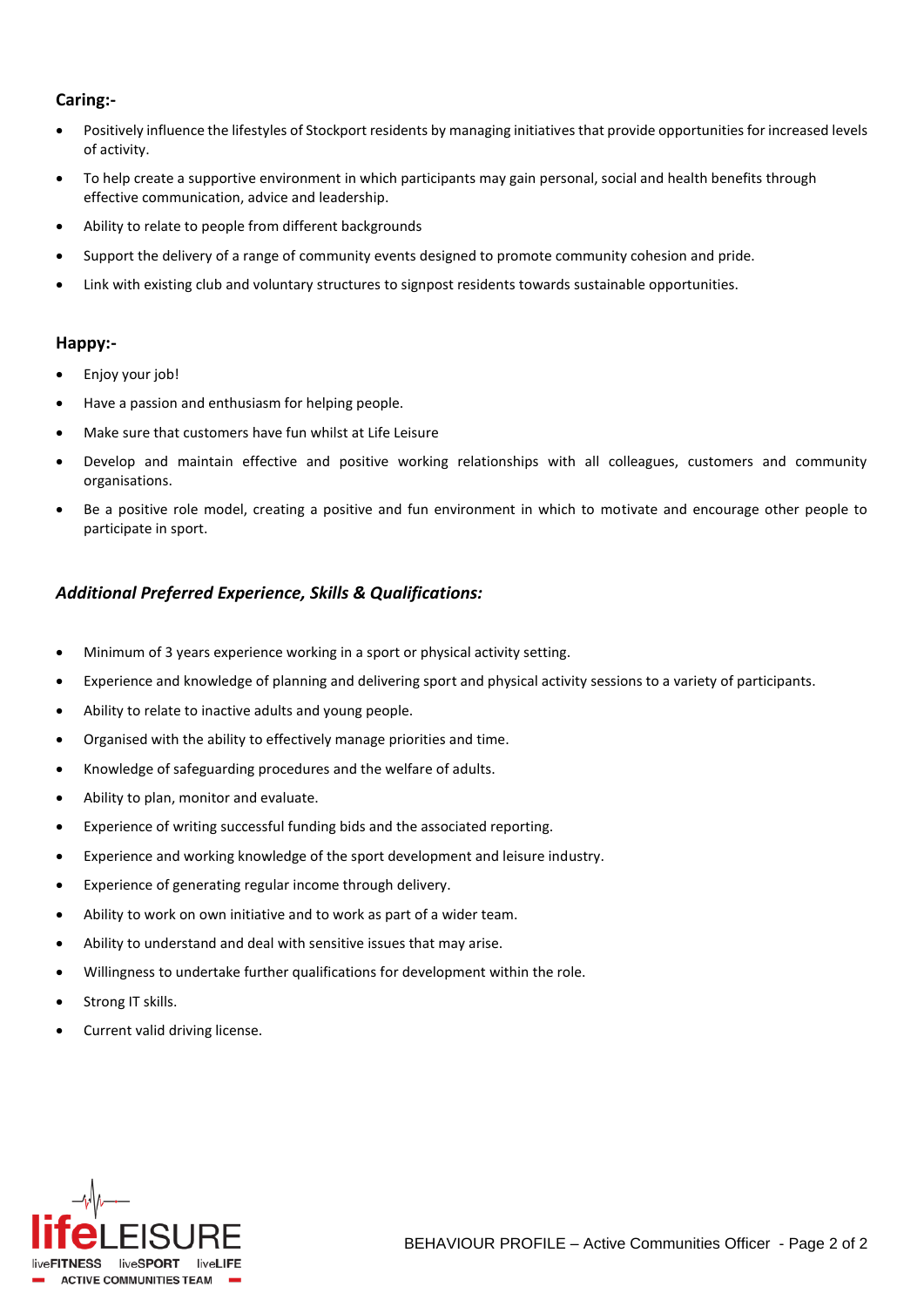**Caring:-**

- Positively influence the lifestyles of Stockport residents by managing initiatives that provide opportunities for increased levels of activity.
- To help create a supportive environment in which participants may gain personal, social and health benefits through effective communication, advice and leadership.
- Ability to relate to people from different backgrounds
- Support the delivery of a range of community events designed to promote community cohesion and pride.
- Link with existing club and voluntary structures to signpost residents towards sustainable opportunities.

**Happy:-**

- Enjoy your job!
- Have a passion and enthusiasm for helping people.
- Make sure that customers have fun whilst at Life Leisure
- Develop and maintain effective and positive working relationships with all colleagues, customers and community organisations.
- Be a positive role model, creating a positive and fun environment in which to motivate and encourage other people to participate in sport.

***Additional Preferred Experience, Skills & Qualifications:***

- Minimum of 3 years experience working in a sport or physical activity setting.
- Experience and knowledge of planning and delivering sport and physical activity sessions to a variety of participants.
- Ability to relate to inactive adults and young people.
- Organised with the ability to effectively manage priorities and time.
- Knowledge of safeguarding procedures and the welfare of adults.
- Ability to plan, monitor and evaluate.
- Experience of writing successful funding bids and the associated reporting.
- Experience and working knowledge of the sport development and leisure industry.
- Experience of generating regular income through delivery.
- Ability to work on own initiative and to work as part of a wider team.
- Ability to understand and deal with sensitive issues that may arise.
- Willingness to undertake further qualifications for development within the role.
- Strong IT skills.
- Current valid driving license.